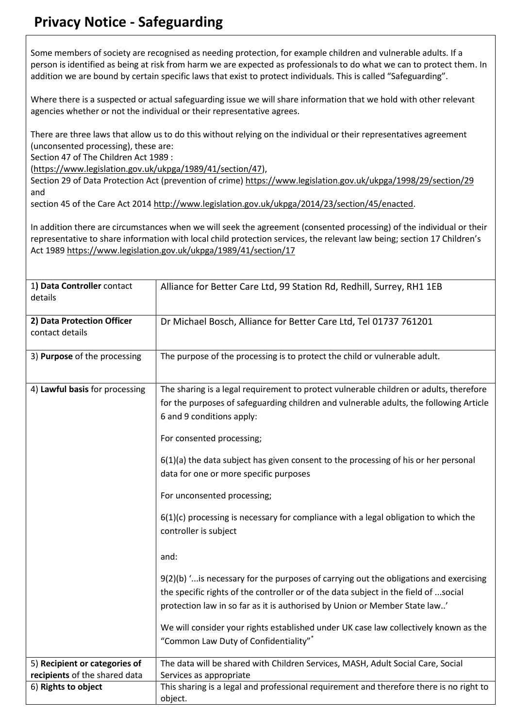# Privacy Notice - Safeguarding

Some members of society are recognised as needing protection, for example children and vulnerable adults. If a person is identified as being at risk from harm we are expected as professionals to do what we can to protect them. In addition we are bound by certain specific laws that exist to protect individuals. This is called "Safeguarding".

Where there is a suspected or actual safeguarding issue we will share information that we hold with other relevant agencies whether or not the individual or their representative agrees.

There are three laws that allow us to do this without relying on the individual or their representatives agreement (unconsented processing), these are:
Section 47 of The Children Act 1989 :
(https://www.legislation.gov.uk/ukpga/1989/41/section/47),
Section 29 of Data Protection Act (prevention of crime) https://www.legislation.gov.uk/ukpga/1998/29/section/29 and
section 45 of the Care Act 2014 http://www.legislation.gov.uk/ukpga/2014/23/section/45/enacted.

In addition there are circumstances when we will seek the agreement (consented processing) of the individual or their representative to share information with local child protection services, the relevant law being; section 17 Children's Act 1989 https://www.legislation.gov.uk/ukpga/1989/41/section/17

| | |
|---|---|
| 1**) Data Controller** contact details | Alliance for Better Care Ltd, 99 Station Rd, Redhill, Surrey, RH1 1EB |
| **2) Data Protection Officer** contact details | Dr Michael Bosch, Alliance for Better Care Ltd, Tel 01737 761201 |
| 3) **Purpose** of the processing | The purpose of the processing is to protect the child or vulnerable adult. |
| 4) **Lawful basis** for processing | The sharing is a legal requirement to protect vulnerable children or adults, therefore for the purposes of safeguarding children and vulnerable adults, the following Article 6 and 9 conditions apply:<br><br>For consented processing;<br><br>6(1)(a) the data subject has given consent to the processing of his or her personal data for one or more specific purposes<br><br>For unconsented processing;<br><br>6(1)(c) processing is necessary for compliance with a legal obligation to which the controller is subject<br><br>and:<br><br>9(2)(b) '...is necessary for the purposes of carrying out the obligations and exercising the specific rights of the controller or of the data subject in the field of ...social protection law in so far as it is authorised by Union or Member State law..'<br><br>We will consider your rights established under UK case law collectively known as the "Common Law Duty of Confidentiality"* |
| 5) **Recipient or categories of recipients** of the shared data | The data will be shared with Children Services, MASH, Adult Social Care, Social Services as appropriate |
| 6) **Rights to object** | This sharing is a legal and professional requirement and therefore there is no right to object. |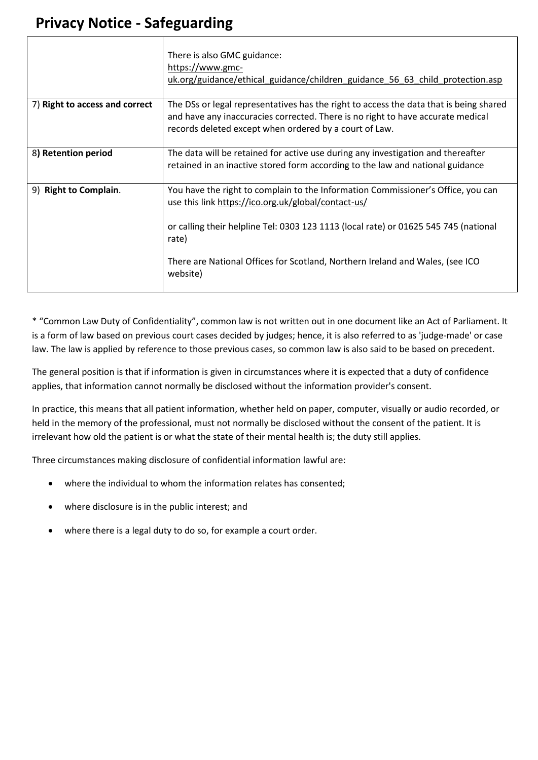# Privacy Notice - Safeguarding

| | |
|---|---|
| | There is also GMC guidance: https://www.gmc-uk.org/guidance/ethical_guidance/children_guidance_56_63_child_protection.asp |
| 7) **Right to access and correct** | The DSs or legal representatives has the right to access the data that is being shared and have any inaccuracies corrected. There is no right to have accurate medical records deleted except when ordered by a court of Law. |
| 8**) Retention period** | The data will be retained for active use during any investigation and thereafter retained in an inactive stored form according to the law and national guidance |
| 9) **Right to Complain**. | You have the right to complain to the Information Commissioner's Office, you can use this link https://ico.org.uk/global/contact-us/<br><br>or calling their helpline Tel: 0303 123 1113 (local rate) or 01625 545 745 (national rate)<br><br>There are National Offices for Scotland, Northern Ireland and Wales, (see ICO website) |

* "Common Law Duty of Confidentiality", common law is not written out in one document like an Act of Parliament. It is a form of law based on previous court cases decided by judges; hence, it is also referred to as 'judge-made' or case law. The law is applied by reference to those previous cases, so common law is also said to be based on precedent.

The general position is that if information is given in circumstances where it is expected that a duty of confidence applies, that information cannot normally be disclosed without the information provider's consent.

In practice, this means that all patient information, whether held on paper, computer, visually or audio recorded, or held in the memory of the professional, must not normally be disclosed without the consent of the patient. It is irrelevant how old the patient is or what the state of their mental health is; the duty still applies.

Three circumstances making disclosure of confidential information lawful are:

- where the individual to whom the information relates has consented;
- where disclosure is in the public interest; and
- where there is a legal duty to do so, for example a court order.